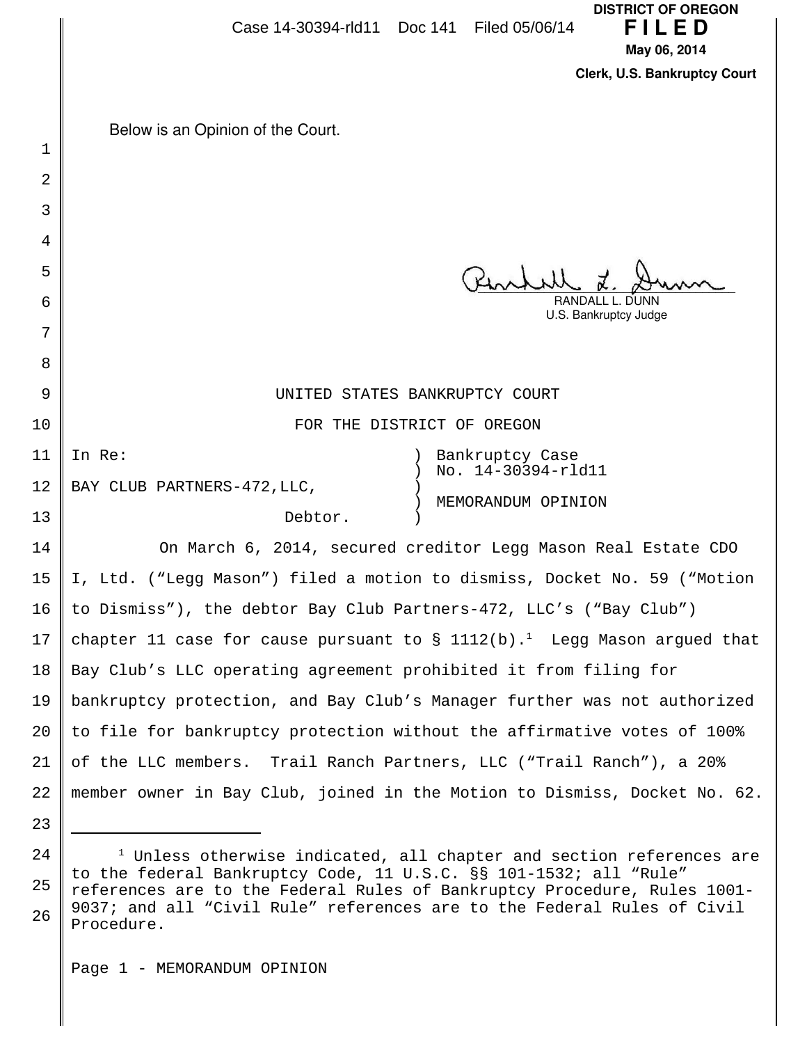Case 14-30394-rld11 Doc 141 Filed 05/06/14

**DISTRICT OF OREGON**
**FILED**
**May 06, 2014**
**Clerk, U.S. Bankruptcy Court**

Below is an Opinion of the Court.

RANDALL L. DUNN
U.S. Bankruptcy Judge

UNITED STATES BANKRUPTCY COURT

FOR THE DISTRICT OF OREGON

In Re:

BAY CLUB PARTNERS-472, LLC,

Debtor.

Bankruptcy Case No. 14-30394-rld11

MEMORANDUM OPINION

On March 6, 2014, secured creditor Legg Mason Real Estate CDO I, Ltd. ("Legg Mason") filed a motion to dismiss, Docket No. 59 ("Motion to Dismiss"), the debtor Bay Club Partners-472, LLC's ("Bay Club") chapter 11 case for cause pursuant to § 1112(b).[1] Legg Mason argued that Bay Club's LLC operating agreement prohibited it from filing for bankruptcy protection, and Bay Club's Manager further was not authorized to file for bankruptcy protection without the affirmative votes of 100% of the LLC members. Trail Ranch Partners, LLC ("Trail Ranch"), a 20% member owner in Bay Club, joined in the Motion to Dismiss, Docket No. 62.

---

[1] Unless otherwise indicated, all chapter and section references are to the federal Bankruptcy Code, 11 U.S.C. §§ 101-1532; all "Rule" references are to the Federal Rules of Bankruptcy Procedure, Rules 1001-9037; and all "Civil Rule" references are to the Federal Rules of Civil Procedure.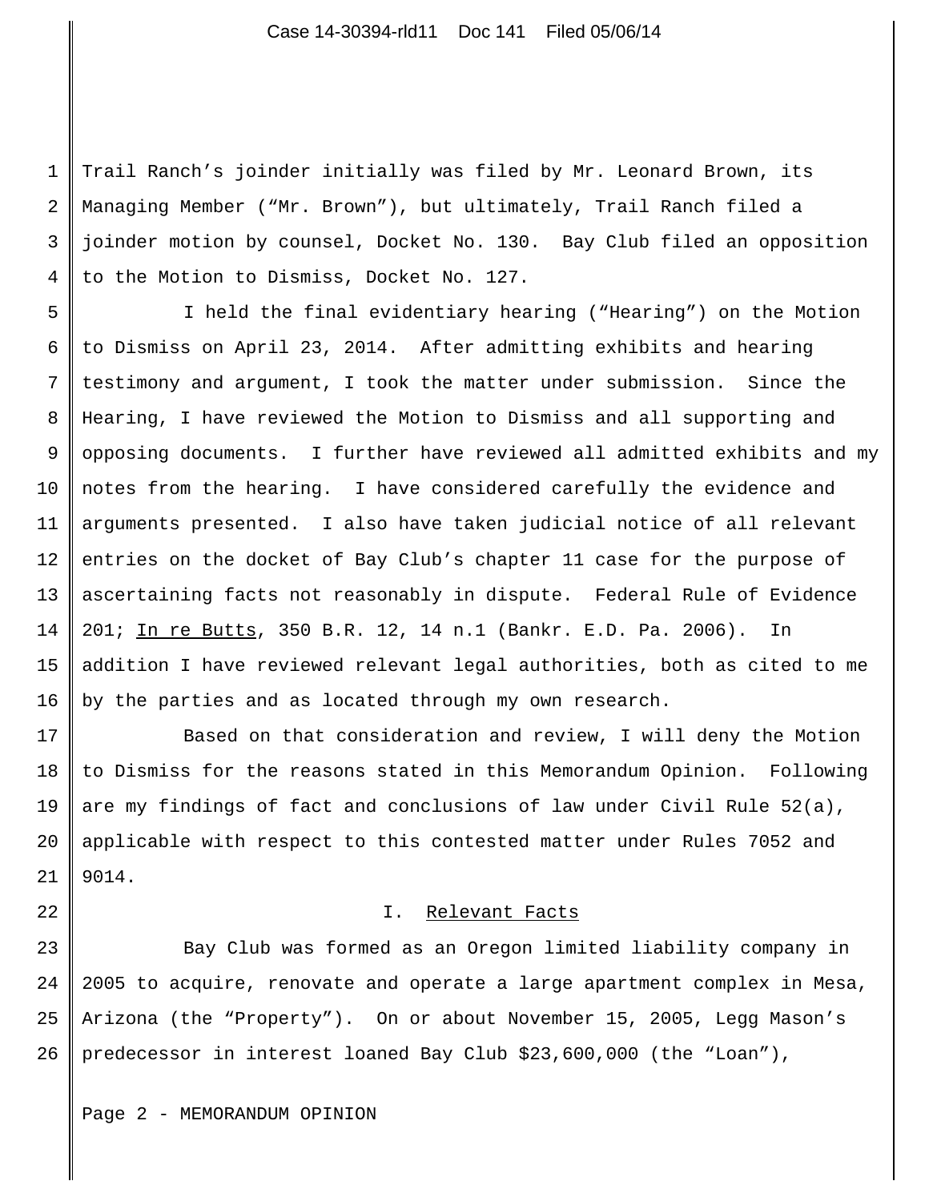Trail Ranch's joinder initially was filed by Mr. Leonard Brown, its Managing Member ("Mr. Brown"), but ultimately, Trail Ranch filed a joinder motion by counsel, Docket No. 130. Bay Club filed an opposition to the Motion to Dismiss, Docket No. 127.

I held the final evidentiary hearing ("Hearing") on the Motion to Dismiss on April 23, 2014. After admitting exhibits and hearing testimony and argument, I took the matter under submission. Since the Hearing, I have reviewed the Motion to Dismiss and all supporting and opposing documents. I further have reviewed all admitted exhibits and my notes from the hearing. I have considered carefully the evidence and arguments presented. I also have taken judicial notice of all relevant entries on the docket of Bay Club's chapter 11 case for the purpose of ascertaining facts not reasonably in dispute. Federal Rule of Evidence 201; In re Butts, 350 B.R. 12, 14 n.1 (Bankr. E.D. Pa. 2006). In addition I have reviewed relevant legal authorities, both as cited to me by the parties and as located through my own research.

Based on that consideration and review, I will deny the Motion to Dismiss for the reasons stated in this Memorandum Opinion. Following are my findings of fact and conclusions of law under Civil Rule 52(a), applicable with respect to this contested matter under Rules 7052 and 9014.

## I. Relevant Facts

Bay Club was formed as an Oregon limited liability company in 2005 to acquire, renovate and operate a large apartment complex in Mesa, Arizona (the "Property"). On or about November 15, 2005, Legg Mason's predecessor in interest loaned Bay Club $23,600,000 (the "Loan"),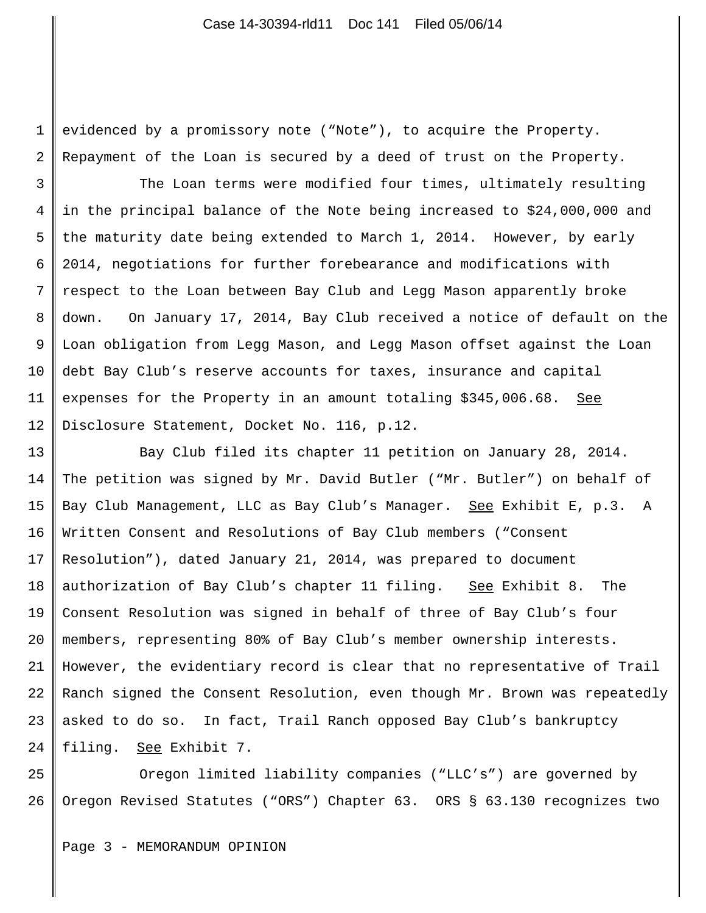evidenced by a promissory note ("Note"), to acquire the Property. Repayment of the Loan is secured by a deed of trust on the Property.

The Loan terms were modified four times, ultimately resulting in the principal balance of the Note being increased to $24,000,000 and the maturity date being extended to March 1, 2014. However, by early 2014, negotiations for further forebearance and modifications with respect to the Loan between Bay Club and Legg Mason apparently broke down. On January 17, 2014, Bay Club received a notice of default on the Loan obligation from Legg Mason, and Legg Mason offset against the Loan debt Bay Club's reserve accounts for taxes, insurance and capital expenses for the Property in an amount totaling $345,006.68. See Disclosure Statement, Docket No. 116, p.12.

Bay Club filed its chapter 11 petition on January 28, 2014. The petition was signed by Mr. David Butler ("Mr. Butler") on behalf of Bay Club Management, LLC as Bay Club's Manager. See Exhibit E, p.3. A Written Consent and Resolutions of Bay Club members ("Consent Resolution"), dated January 21, 2014, was prepared to document authorization of Bay Club's chapter 11 filing. See Exhibit 8. The Consent Resolution was signed in behalf of three of Bay Club's four members, representing 80% of Bay Club's member ownership interests. However, the evidentiary record is clear that no representative of Trail Ranch signed the Consent Resolution, even though Mr. Brown was repeatedly asked to do so. In fact, Trail Ranch opposed Bay Club's bankruptcy filing. See Exhibit 7.

Oregon limited liability companies ("LLC's") are governed by Oregon Revised Statutes ("ORS") Chapter 63. ORS § 63.130 recognizes two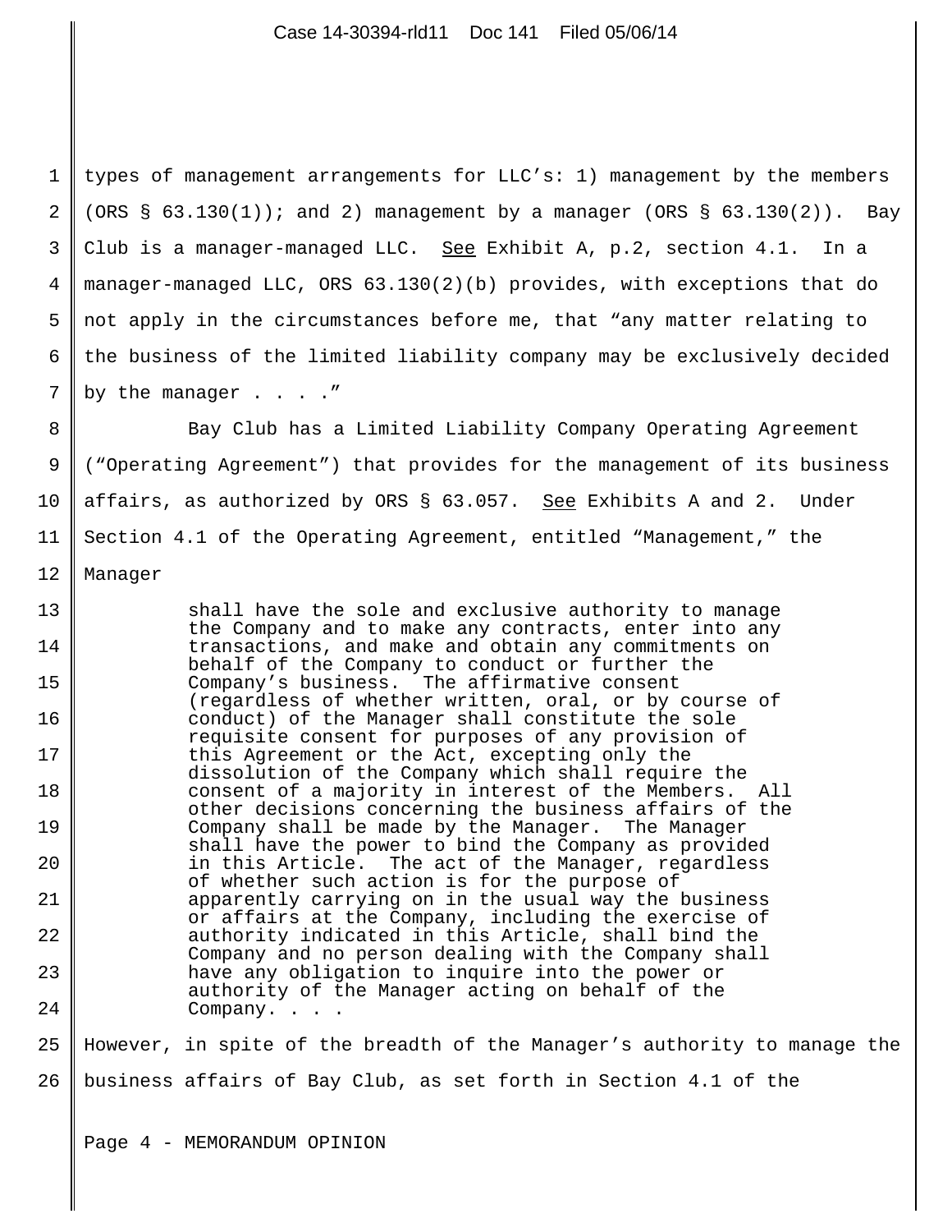types of management arrangements for LLC's: 1) management by the members (ORS § 63.130(1)); and 2) management by a manager (ORS § 63.130(2)). Bay Club is a manager-managed LLC. See Exhibit A, p.2, section 4.1. In a manager-managed LLC, ORS 63.130(2)(b) provides, with exceptions that do not apply in the circumstances before me, that "any matter relating to the business of the limited liability company may be exclusively decided by the manager . . . ."

Bay Club has a Limited Liability Company Operating Agreement ("Operating Agreement") that provides for the management of its business affairs, as authorized by ORS § 63.057. See Exhibits A and 2. Under Section 4.1 of the Operating Agreement, entitled "Management," the Manager

> shall have the sole and exclusive authority to manage the Company and to make any contracts, enter into any transactions, and make and obtain any commitments on behalf of the Company to conduct or further the Company's business. The affirmative consent (regardless of whether written, oral, or by course of conduct) of the Manager shall constitute the sole requisite consent for purposes of any provision of this Agreement or the Act, excepting only the dissolution of the Company which shall require the consent of a majority in interest of the Members. All other decisions concerning the business affairs of the Company shall be made by the Manager. The Manager shall have the power to bind the Company as provided in this Article. The act of the Manager, regardless of whether such action is for the purpose of apparently carrying on in the usual way the business or affairs at the Company, including the exercise of authority indicated in this Article, shall bind the Company and no person dealing with the Company shall have any obligation to inquire into the power or authority of the Manager acting on behalf of the Company. . . .

However, in spite of the breadth of the Manager's authority to manage the business affairs of Bay Club, as set forth in Section 4.1 of the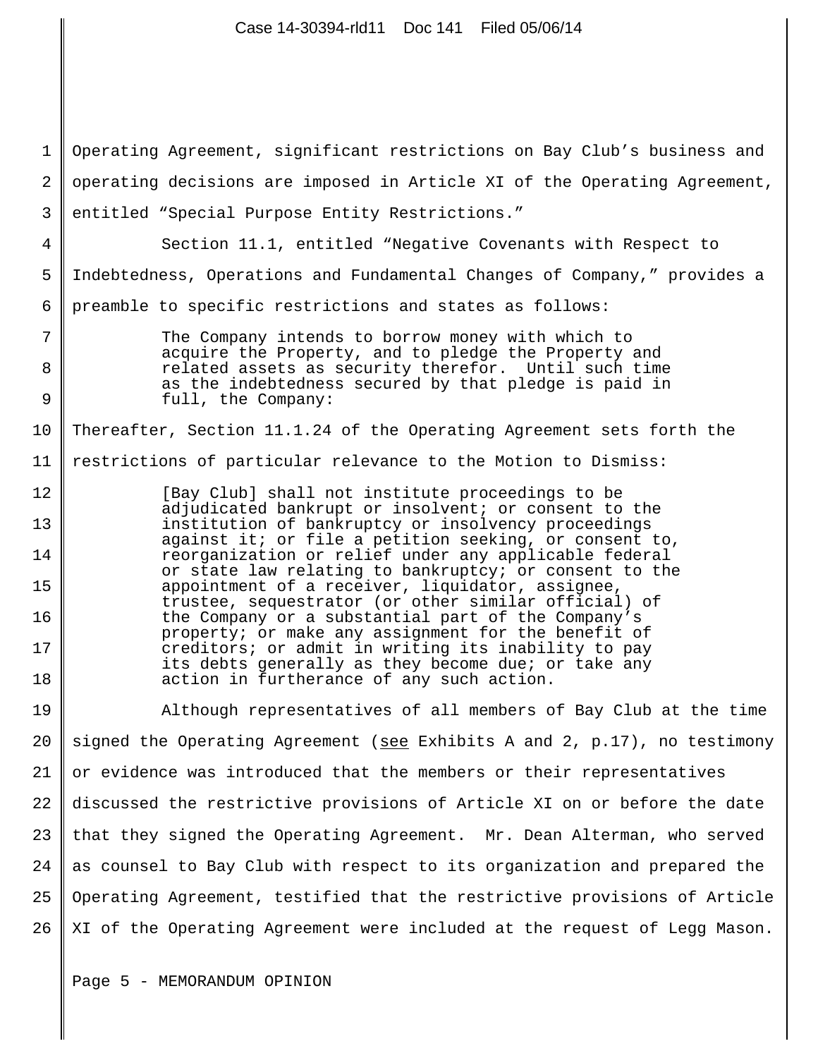Operating Agreement, significant restrictions on Bay Club's business and operating decisions are imposed in Article XI of the Operating Agreement, entitled "Special Purpose Entity Restrictions."

Section 11.1, entitled "Negative Covenants with Respect to Indebtedness, Operations and Fundamental Changes of Company," provides a preamble to specific restrictions and states as follows:

> The Company intends to borrow money with which to acquire the Property, and to pledge the Property and related assets as security therefor. Until such time as the indebtedness secured by that pledge is paid in full, the Company:

Thereafter, Section 11.1.24 of the Operating Agreement sets forth the restrictions of particular relevance to the Motion to Dismiss:

> [Bay Club] shall not institute proceedings to be adjudicated bankrupt or insolvent; or consent to the institution of bankruptcy or insolvency proceedings against it; or file a petition seeking, or consent to, reorganization or relief under any applicable federal or state law relating to bankruptcy; or consent to the appointment of a receiver, liquidator, assignee, trustee, sequestrator (or other similar official) of the Company or a substantial part of the Company's property; or make any assignment for the benefit of creditors; or admit in writing its inability to pay its debts generally as they become due; or take any action in furtherance of any such action.

Although representatives of all members of Bay Club at the time signed the Operating Agreement (see Exhibits A and 2, p.17), no testimony or evidence was introduced that the members or their representatives discussed the restrictive provisions of Article XI on or before the date that they signed the Operating Agreement. Mr. Dean Alterman, who served as counsel to Bay Club with respect to its organization and prepared the Operating Agreement, testified that the restrictive provisions of Article XI of the Operating Agreement were included at the request of Legg Mason.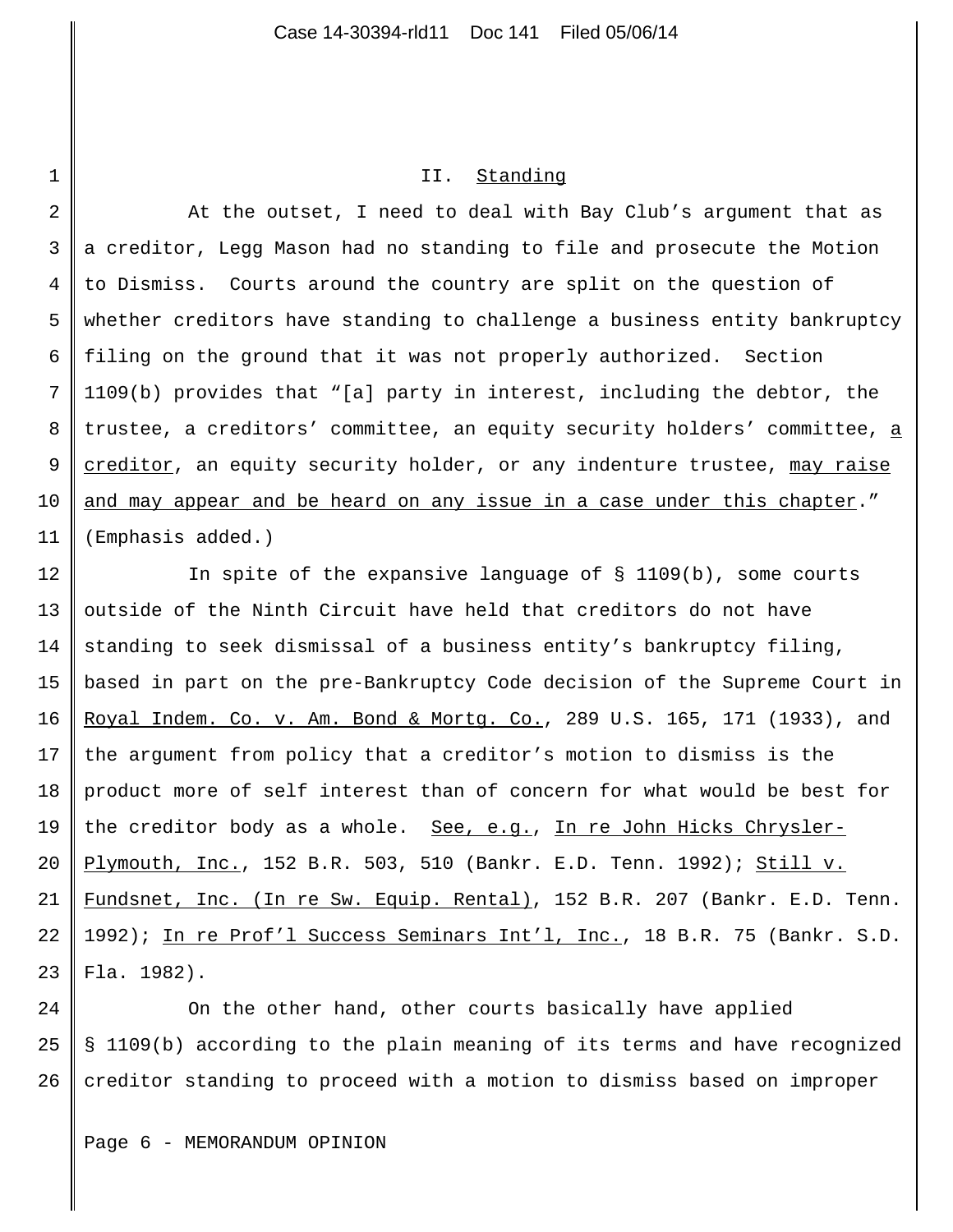## II. Standing

At the outset, I need to deal with Bay Club's argument that as a creditor, Legg Mason had no standing to file and prosecute the Motion to Dismiss. Courts around the country are split on the question of whether creditors have standing to challenge a business entity bankruptcy filing on the ground that it was not properly authorized. Section 1109(b) provides that "[a] party in interest, including the debtor, the trustee, a creditors' committee, an equity security holders' committee, <u>a creditor</u>, an equity security holder, or any indenture trustee, <u>may raise and may appear and be heard on any issue in a case under this chapter</u>." (Emphasis added.)

In spite of the expansive language of § 1109(b), some courts outside of the Ninth Circuit have held that creditors do not have standing to seek dismissal of a business entity's bankruptcy filing, based in part on the pre-Bankruptcy Code decision of the Supreme Court in <u>Royal Indem. Co. v. Am. Bond & Mortg. Co.</u>, 289 U.S. 165, 171 (1933), and the argument from policy that a creditor's motion to dismiss is the product more of self interest than of concern for what would be best for the creditor body as a whole. <u>See, e.g.</u>, <u>In re John Hicks Chrysler-Plymouth, Inc.</u>, 152 B.R. 503, 510 (Bankr. E.D. Tenn. 1992); <u>Still v. Fundsnet, Inc. (In re Sw. Equip. Rental)</u>, 152 B.R. 207 (Bankr. E.D. Tenn. 1992); <u>In re Prof'l Success Seminars Int'l, Inc.</u>, 18 B.R. 75 (Bankr. S.D. Fla. 1982).

On the other hand, other courts basically have applied § 1109(b) according to the plain meaning of its terms and have recognized creditor standing to proceed with a motion to dismiss based on improper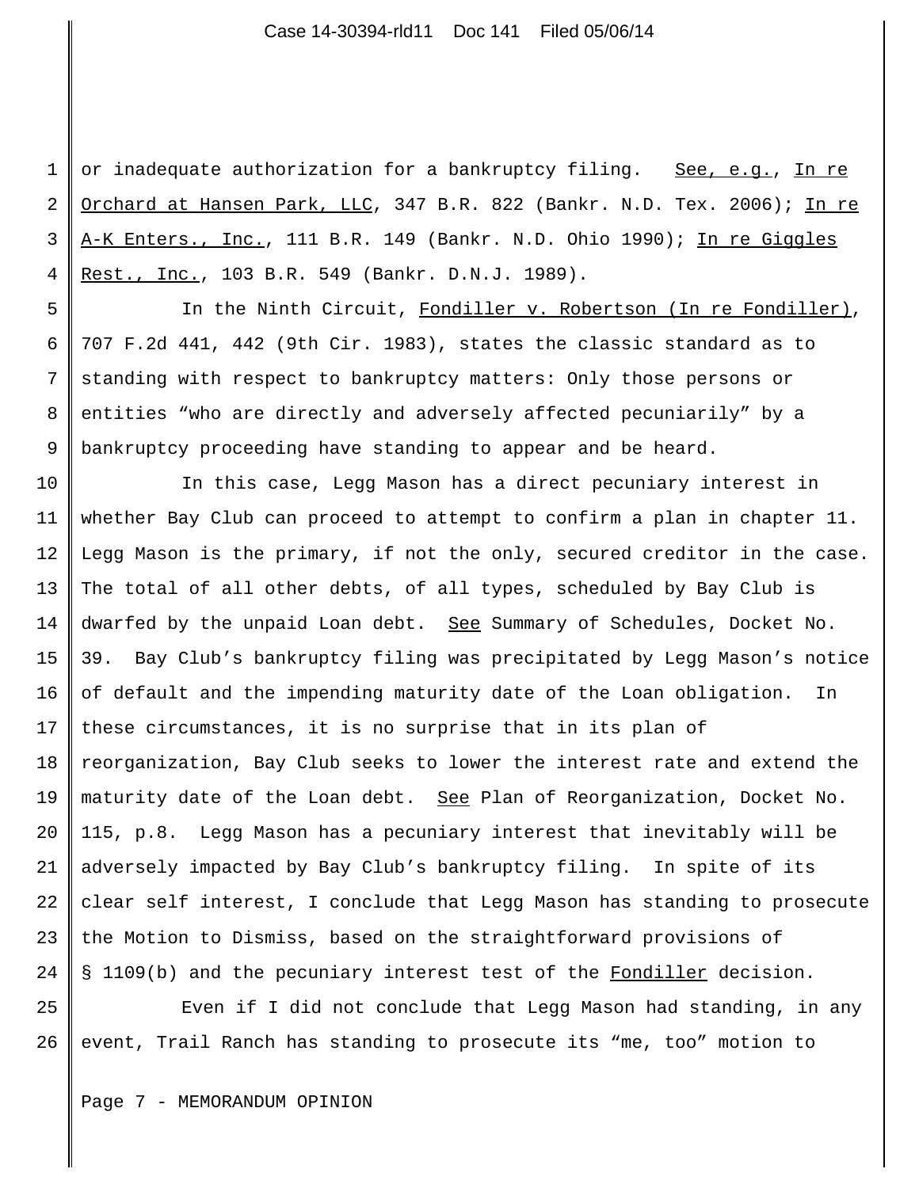or inadequate authorization for a bankruptcy filing. See, e.g., In re Orchard at Hansen Park, LLC, 347 B.R. 822 (Bankr. N.D. Tex. 2006); In re A-K Enters., Inc., 111 B.R. 149 (Bankr. N.D. Ohio 1990); In re Giggles Rest., Inc., 103 B.R. 549 (Bankr. D.N.J. 1989).

In the Ninth Circuit, Fondiller v. Robertson (In re Fondiller), 707 F.2d 441, 442 (9th Cir. 1983), states the classic standard as to standing with respect to bankruptcy matters: Only those persons or entities "who are directly and adversely affected pecuniarily" by a bankruptcy proceeding have standing to appear and be heard.

In this case, Legg Mason has a direct pecuniary interest in whether Bay Club can proceed to attempt to confirm a plan in chapter 11. Legg Mason is the primary, if not the only, secured creditor in the case. The total of all other debts, of all types, scheduled by Bay Club is dwarfed by the unpaid Loan debt. See Summary of Schedules, Docket No. 39. Bay Club's bankruptcy filing was precipitated by Legg Mason's notice of default and the impending maturity date of the Loan obligation. In these circumstances, it is no surprise that in its plan of reorganization, Bay Club seeks to lower the interest rate and extend the maturity date of the Loan debt. See Plan of Reorganization, Docket No. 115, p.8. Legg Mason has a pecuniary interest that inevitably will be adversely impacted by Bay Club's bankruptcy filing. In spite of its clear self interest, I conclude that Legg Mason has standing to prosecute the Motion to Dismiss, based on the straightforward provisions of § 1109(b) and the pecuniary interest test of the Fondiller decision.

Even if I did not conclude that Legg Mason had standing, in any event, Trail Ranch has standing to prosecute its "me, too" motion to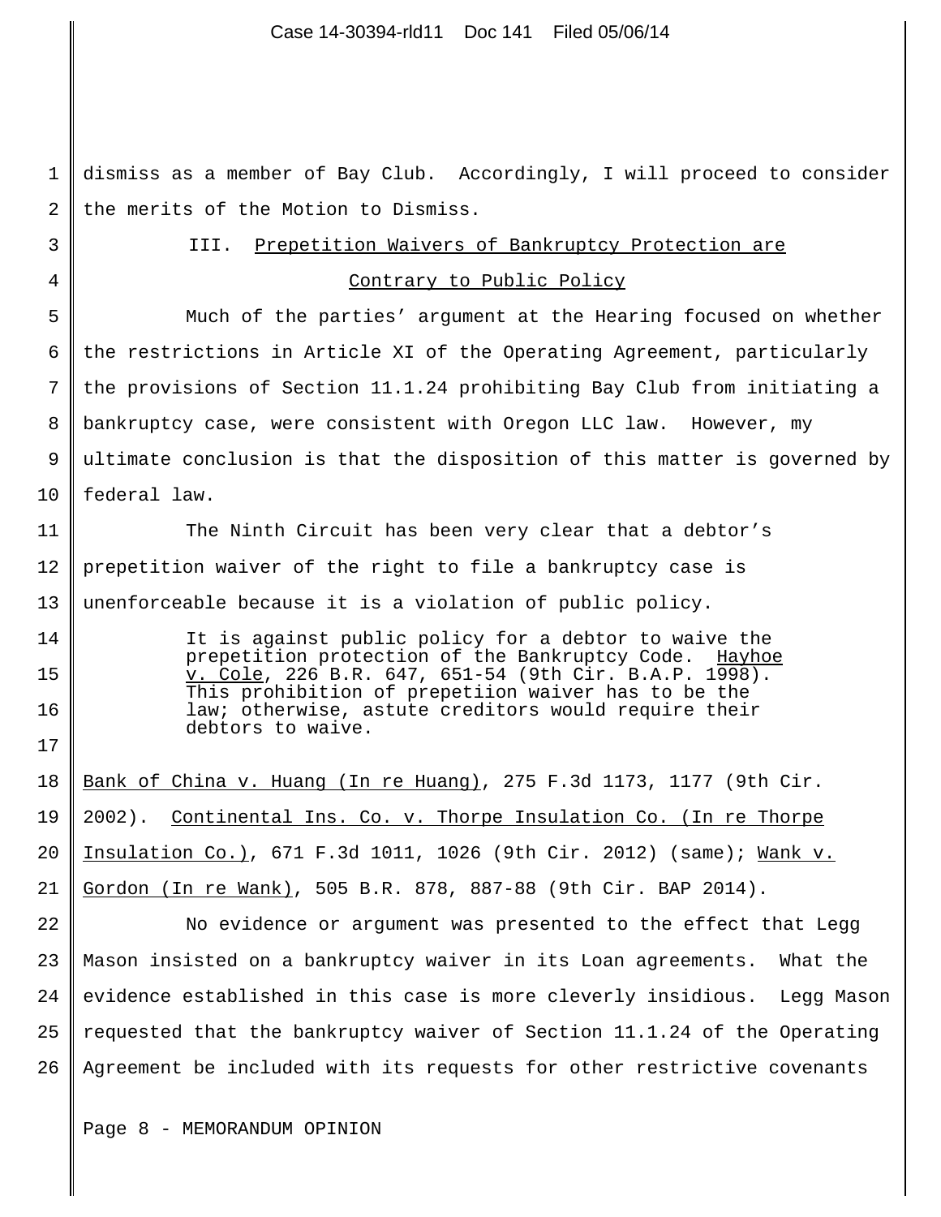dismiss as a member of Bay Club. Accordingly, I will proceed to consider the merits of the Motion to Dismiss.

### III. Prepetition Waivers of Bankruptcy Protection are Contrary to Public Policy

Much of the parties' argument at the Hearing focused on whether the restrictions in Article XI of the Operating Agreement, particularly the provisions of Section 11.1.24 prohibiting Bay Club from initiating a bankruptcy case, were consistent with Oregon LLC law. However, my ultimate conclusion is that the disposition of this matter is governed by federal law.

The Ninth Circuit has been very clear that a debtor's prepetition waiver of the right to file a bankruptcy case is unenforceable because it is a violation of public policy.

> It is against public policy for a debtor to waive the prepetition protection of the Bankruptcy Code. Hayhoe v. Cole, 226 B.R. 647, 651-54 (9th Cir. B.A.P. 1998). This prohibition of prepetiion waiver has to be the law; otherwise, astute creditors would require their debtors to waive.

Bank of China v. Huang (In re Huang), 275 F.3d 1173, 1177 (9th Cir. 2002). Continental Ins. Co. v. Thorpe Insulation Co. (In re Thorpe Insulation Co.), 671 F.3d 1011, 1026 (9th Cir. 2012) (same); Wank v. Gordon (In re Wank), 505 B.R. 878, 887-88 (9th Cir. BAP 2014).

No evidence or argument was presented to the effect that Legg Mason insisted on a bankruptcy waiver in its Loan agreements. What the evidence established in this case is more cleverly insidious. Legg Mason requested that the bankruptcy waiver of Section 11.1.24 of the Operating Agreement be included with its requests for other restrictive covenants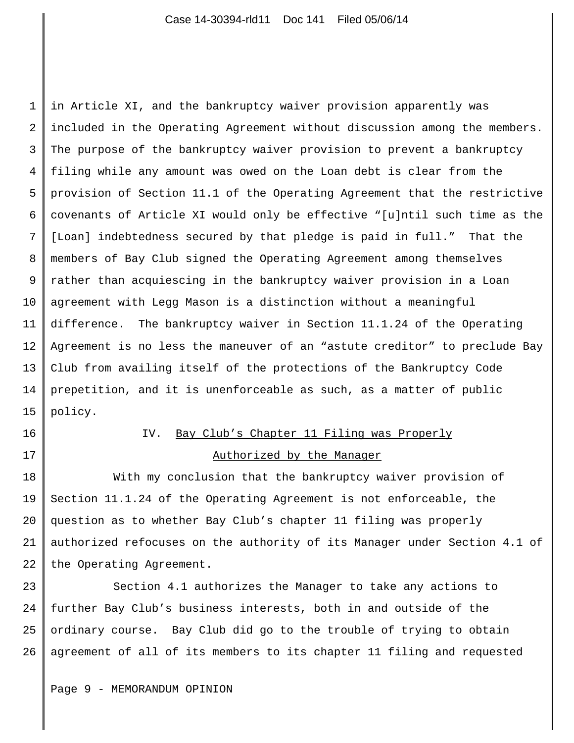in Article XI, and the bankruptcy waiver provision apparently was included in the Operating Agreement without discussion among the members. The purpose of the bankruptcy waiver provision to prevent a bankruptcy filing while any amount was owed on the Loan debt is clear from the provision of Section 11.1 of the Operating Agreement that the restrictive covenants of Article XI would only be effective "[u]ntil such time as the [Loan] indebtedness secured by that pledge is paid in full." That the members of Bay Club signed the Operating Agreement among themselves rather than acquiescing in the bankruptcy waiver provision in a Loan agreement with Legg Mason is a distinction without a meaningful difference. The bankruptcy waiver in Section 11.1.24 of the Operating Agreement is no less the maneuver of an "astute creditor" to preclude Bay Club from availing itself of the protections of the Bankruptcy Code prepetition, and it is unenforceable as such, as a matter of public policy.

## IV. Bay Club's Chapter 11 Filing was Properly Authorized by the Manager

With my conclusion that the bankruptcy waiver provision of Section 11.1.24 of the Operating Agreement is not enforceable, the question as to whether Bay Club's chapter 11 filing was properly authorized refocuses on the authority of its Manager under Section 4.1 of the Operating Agreement.

Section 4.1 authorizes the Manager to take any actions to further Bay Club's business interests, both in and outside of the ordinary course. Bay Club did go to the trouble of trying to obtain agreement of all of its members to its chapter 11 filing and requested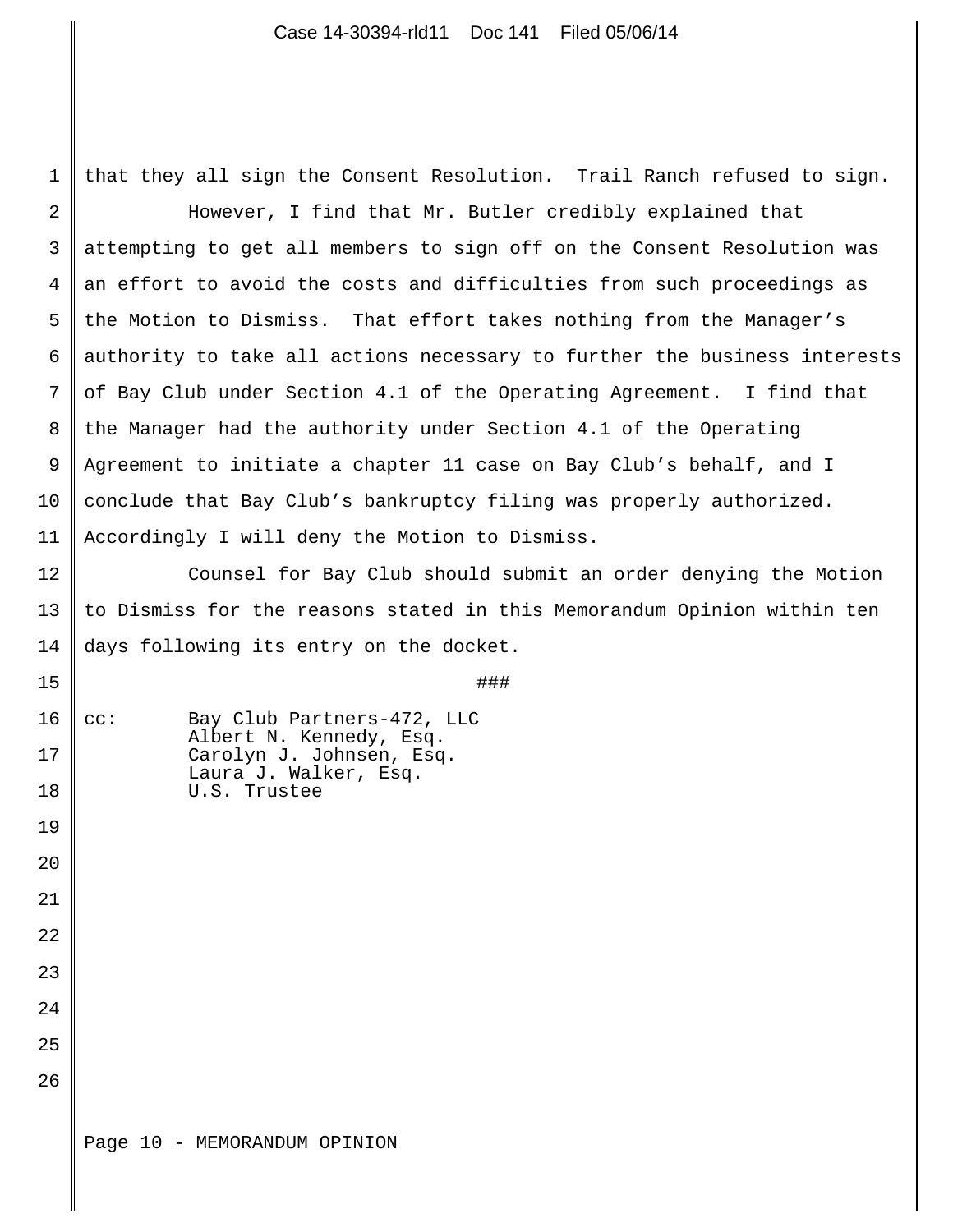that they all sign the Consent Resolution. Trail Ranch refused to sign.

However, I find that Mr. Butler credibly explained that attempting to get all members to sign off on the Consent Resolution was an effort to avoid the costs and difficulties from such proceedings as the Motion to Dismiss. That effort takes nothing from the Manager's authority to take all actions necessary to further the business interests of Bay Club under Section 4.1 of the Operating Agreement. I find that the Manager had the authority under Section 4.1 of the Operating Agreement to initiate a chapter 11 case on Bay Club's behalf, and I conclude that Bay Club's bankruptcy filing was properly authorized. Accordingly I will deny the Motion to Dismiss.

Counsel for Bay Club should submit an order denying the Motion to Dismiss for the reasons stated in this Memorandum Opinion within ten days following its entry on the docket.

###

cc: Bay Club Partners-472, LLC
Albert N. Kennedy, Esq.
Carolyn J. Johnsen, Esq.
Laura J. Walker, Esq.
U.S. Trustee